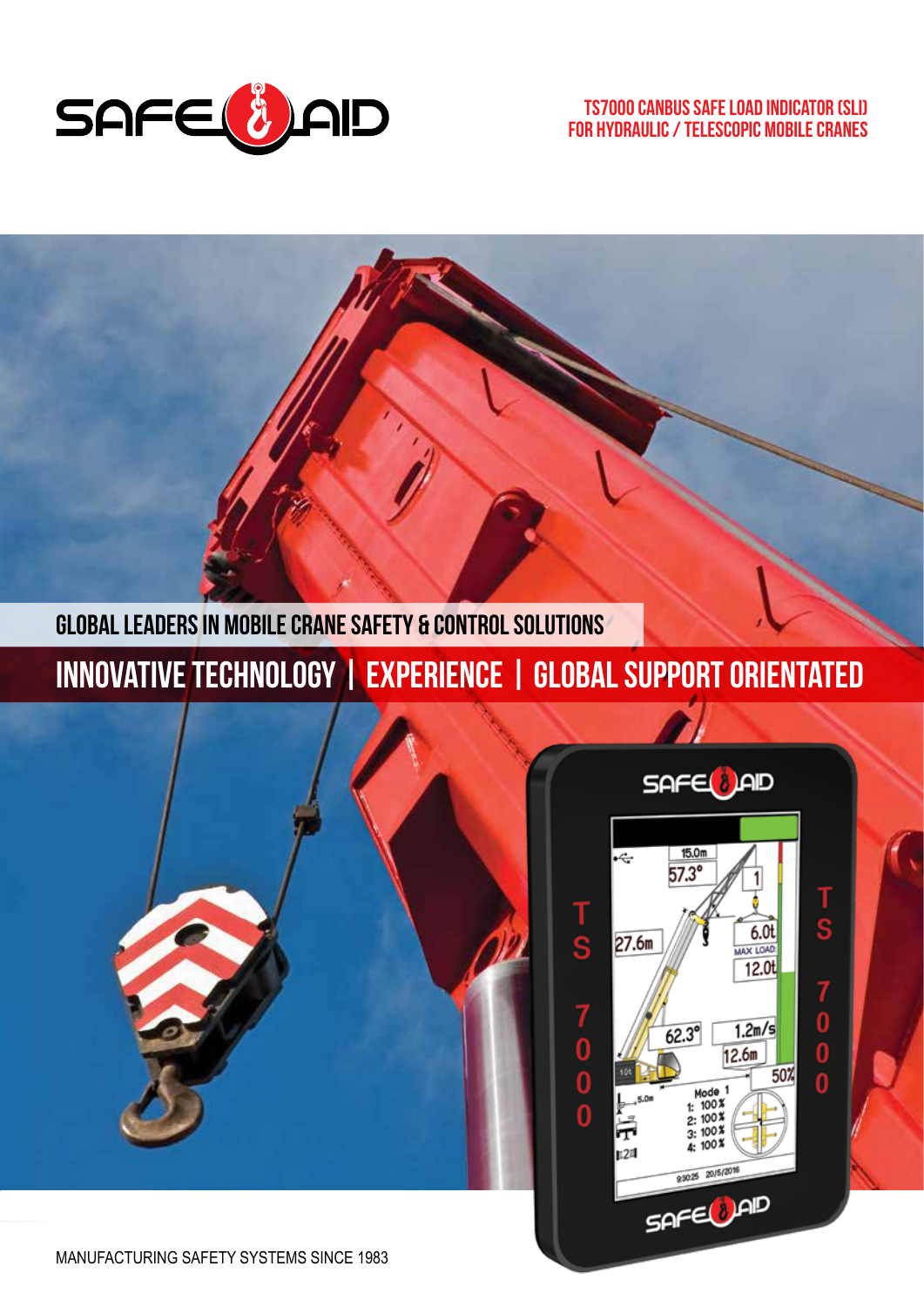SAFE AID

## TS7000 CANBUS SAFE LOAD INDICATOR (SLI) FOR HYDRAULIC / TELESCOPIC MOBILE CRANES

### GLOBAL LEADERS IN MOBILE CRANE SAFETY & CONTROL SOLUTIONS

## INNOVATIVE TECHNOLOGY | EXPERIENCE | GLOBAL SUPPORT ORIENTATED

MANUFACTURING SAFETY SYSTEMS SINCE 1983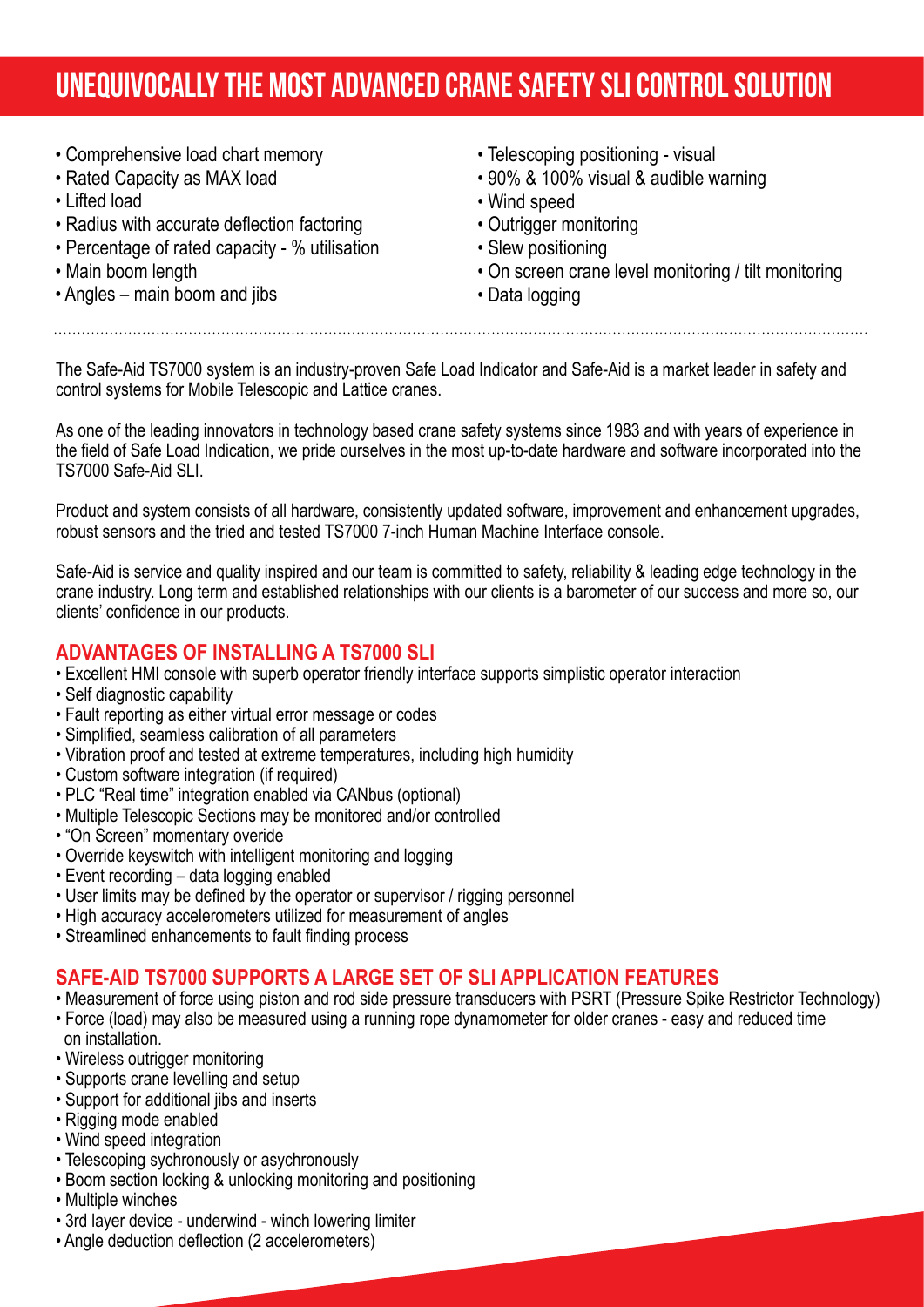# UNEQUIVOCALLY THE MOST ADVANCED CRANE SAFETY SLI CONTROL SOLUTION

- Comprehensive load chart memory
- Rated Capacity as MAX load
- Lifted load
- Radius with accurate deflection factoring
- Percentage of rated capacity - % utilisation
- Main boom length
- Angles – main boom and jibs
- Telescoping positioning - visual
- 90% & 100% visual & audible warning
- Wind speed
- Outrigger monitoring
- Slew positioning
- On screen crane level monitoring / tilt monitoring
- Data logging

The Safe-Aid TS7000 system is an industry-proven Safe Load Indicator and Safe-Aid is a market leader in safety and control systems for Mobile Telescopic and Lattice cranes.

As one of the leading innovators in technology based crane safety systems since 1983 and with years of experience in the field of Safe Load Indication, we pride ourselves in the most up-to-date hardware and software incorporated into the TS7000 Safe-Aid SLI.

Product and system consists of all hardware, consistently updated software, improvement and enhancement upgrades, robust sensors and the tried and tested TS7000 7-inch Human Machine Interface console.

Safe-Aid is service and quality inspired and our team is committed to safety, reliability & leading edge technology in the crane industry. Long term and established relationships with our clients is a barometer of our success and more so, our clients' confidence in our products.

## ADVANTAGES OF INSTALLING A TS7000 SLI

- Excellent HMI console with superb operator friendly interface supports simplistic operator interaction
- Self diagnostic capability
- Fault reporting as either virtual error message or codes
- Simplified, seamless calibration of all parameters
- Vibration proof and tested at extreme temperatures, including high humidity
- Custom software integration (if required)
- PLC "Real time" integration enabled via CANbus (optional)
- Multiple Telescopic Sections may be monitored and/or controlled
- "On Screen" momentary overide
- Override keyswitch with intelligent monitoring and logging
- Event recording – data logging enabled
- User limits may be defined by the operator or supervisor / rigging personnel
- High accuracy accelerometers utilized for measurement of angles
- Streamlined enhancements to fault finding process

## SAFE-AID TS7000 SUPPORTS A LARGE SET OF SLI APPLICATION FEATURES

- Measurement of force using piston and rod side pressure transducers with PSRT (Pressure Spike Restrictor Technology)
- Force (load) may also be measured using a running rope dynamometer for older cranes - easy and reduced time on installation.
- Wireless outrigger monitoring
- Supports crane levelling and setup
- Support for additional jibs and inserts
- Rigging mode enabled
- Wind speed integration
- Telescoping sychronously or asychronously
- Boom section locking & unlocking monitoring and positioning
- Multiple winches
- 3rd layer device - underwind - winch lowering limiter
- Angle deduction deflection (2 accelerometers)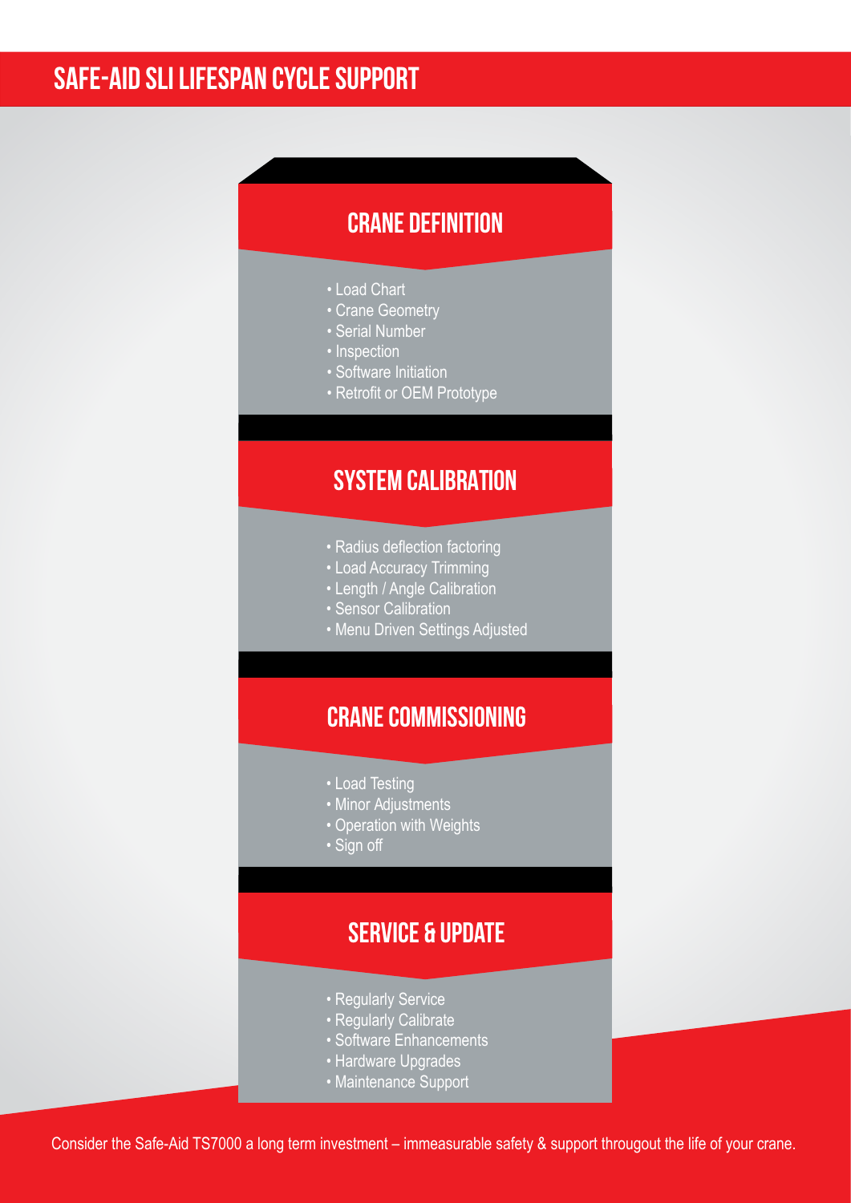# SAFE-AID SLI LIFESPAN CYCLE SUPPORT

## CRANE DEFINITION

- Load Chart
- Crane Geometry
- Serial Number
- Inspection
- Software Initiation
- Retrofit or OEM Prototype

## SYSTEM CALIBRATION

- Radius deflection factoring
- Load Accuracy Trimming
- Length / Angle Calibration
- Sensor Calibration
- Menu Driven Settings Adjusted

## CRANE COMMISSIONING

- Load Testing
- Minor Adjustments
- Operation with Weights
- Sign off

## SERVICE & UPDATE

- Regularly Service
- Regularly Calibrate
- Software Enhancements
- Hardware Upgrades
- Maintenance Support

Consider the Safe-Aid TS7000 a long term investment – immeasurable safety & support througout the life of your crane.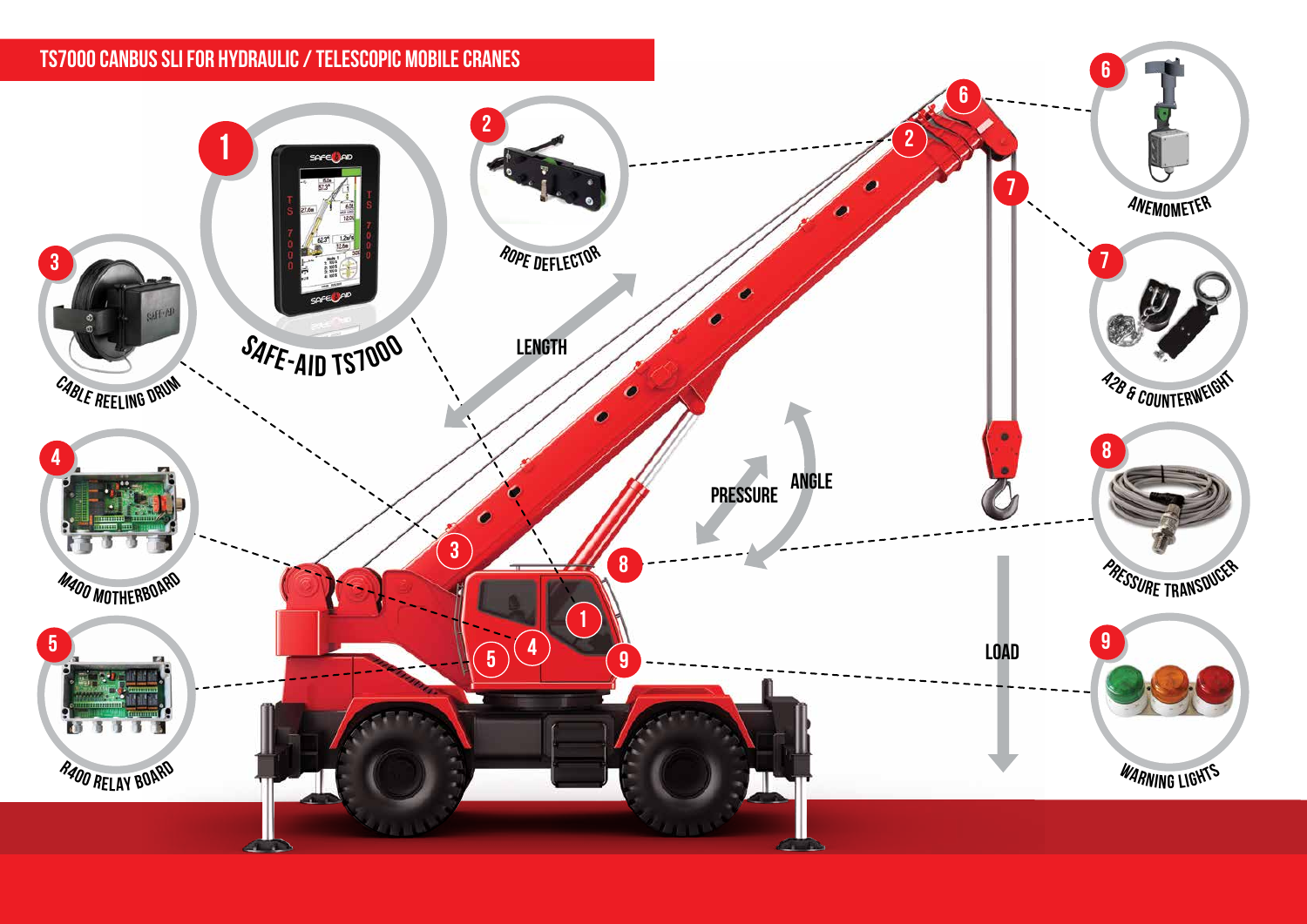# TS7000 CANBUS SLI FOR HYDRAULIC / TELESCOPIC MOBILE CRANES

1. SAFE-AID TS7000
2. ROPE DEFLECTOR
3. CABLE REELING DRUM
4. M400 MOTHERBOARD
5. R400 RELAY BOARD
6. ANEMOMETER
7. A2B & COUNTERWEIGHT
8. PRESSURE TRANSDUCER
9. WARNING LIGHTS

LENGTH

PRESSURE

ANGLE

LOAD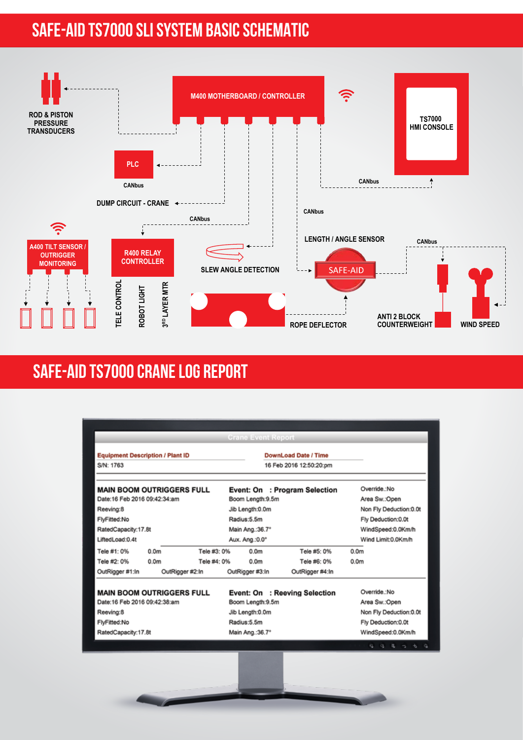# SAFE-AID TS7000 SLI SYSTEM BASIC SCHEMATIC

M400 MOTHERBOARD / CONTROLLER

TS7000 HMI CONSOLE

ROD & PISTON PRESSURE TRANSDUCERS

PLC

CANbus

DUMP CIRCUIT - CRANE

CANbus

CANbus

CANbus

A400 TILT SENSOR / OUTRIGGER MONITORING

R400 RELAY CONTROLLER

TELE CONTROL

ROBOT LIGHT

3[RD] LAYER MTR

SLEW ANGLE DETECTION

LENGTH / ANGLE SENSOR

CANbus

SAFE-AID

ROPE DEFLECTOR

ANTI 2 BLOCK COUNTERWEIGHT

WIND SPEED

# SAFE-AID TS7000 CRANE LOG REPORT

Crane Event Report

| Equipment Description / Plant ID | DownLoad Date / Time |
|---|---|
| S/N: 1763 | 16 Feb 2016 12:50:20:pm |

**MAIN BOOM OUTRIGGERS FULL** — **Event: On : Program Selection**

| | | |
|---|---|---|
| Date:16 Feb 2016 09:42:34:am | Boom Length:9.5m | Override.:No |
| Reeving:8 | Jib Length:0.0m | Area Sw.:Open |
| FlyFitted:No | Radius:5.5m | Non Fly Deduction:0.0t |
| RatedCapacity:17.8t | Main Ang.:36.7° | Fly Deduction:0.0t |
| LiftedLoad:0.4t | Aux. Ang.:0.0° | WindSpeed:0.0Km/h |
| | | Wind Limit:0.0Km/h |

| | | | | | |
|---|---|---|---|---|---|
| Tele #1: 0% | 0.0m | Tele #3: 0% | 0.0m | Tele #5: 0% | 0.0m |
| Tele #2: 0% | 0.0m | Tele #4: 0% | 0.0m | Tele #6: 0% | 0.0m |

OutRigger #1:In OutRigger #2:In OutRigger #3:In OutRigger #4:In

**MAIN BOOM OUTRIGGERS FULL** — **Event: On : Reeving Selection**

| | | |
|---|---|---|
| Date:16 Feb 2016 09:42:38:am | Boom Length:9.5m | Override.:No |
| Reeving:8 | Jib Length:0.0m | Area Sw.:Open |
| FlyFitted:No | Radius:5.5m | Non Fly Deduction:0.0t |
| RatedCapacity:17.8t | Main Ang.:36.7° | Fly Deduction:0.0t |
| | | WindSpeed:0.0Km/h |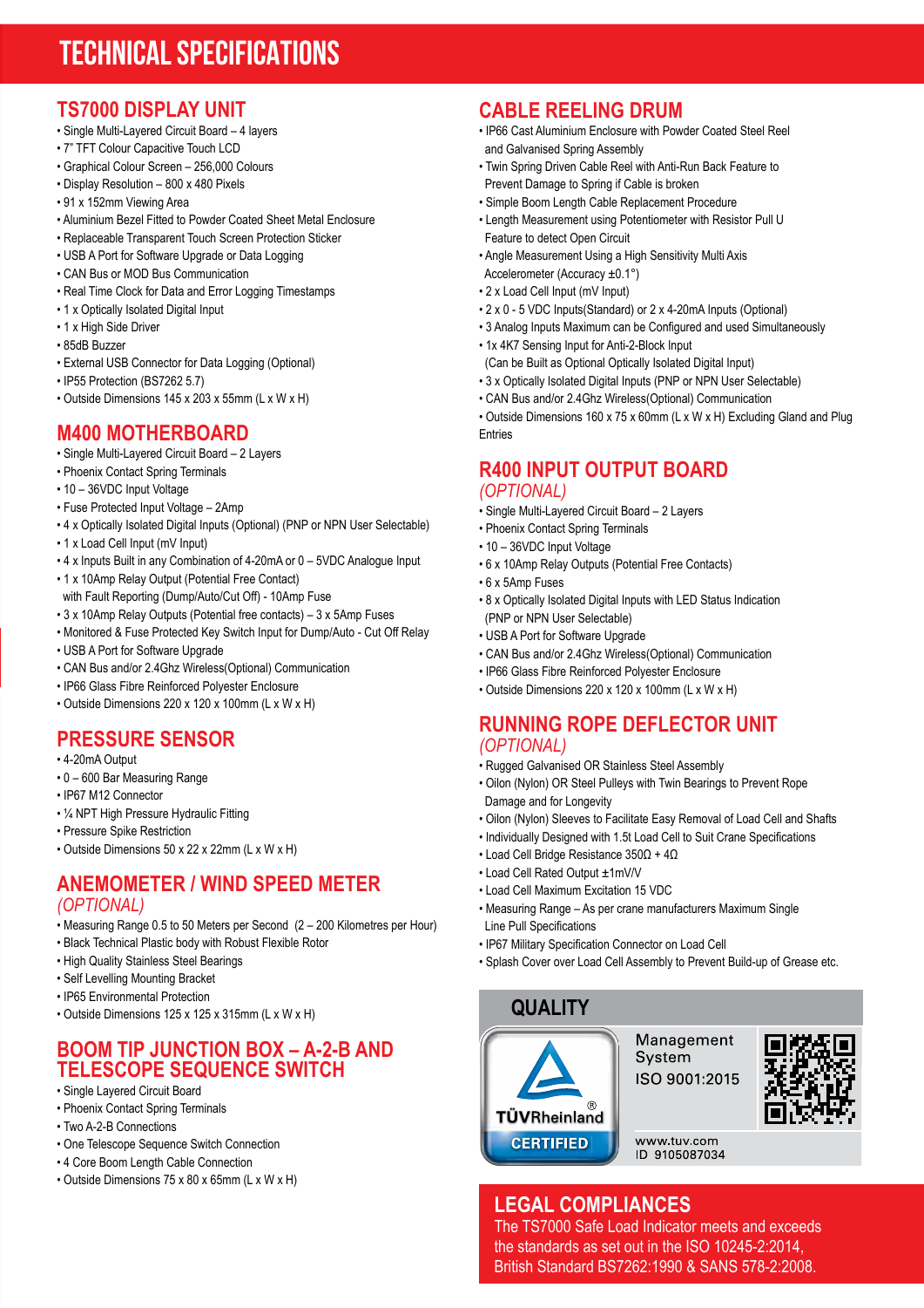# TECHNICAL SPECIFICATIONS

## TS7000 DISPLAY UNIT

- Single Multi-Layered Circuit Board – 4 layers
- 7" TFT Colour Capacitive Touch LCD
- Graphical Colour Screen – 256,000 Colours
- Display Resolution – 800 x 480 Pixels
- 91 x 152mm Viewing Area
- Aluminium Bezel Fitted to Powder Coated Sheet Metal Enclosure
- Replaceable Transparent Touch Screen Protection Sticker
- USB A Port for Software Upgrade or Data Logging
- CAN Bus or MOD Bus Communication
- Real Time Clock for Data and Error Logging Timestamps
- 1 x Optically Isolated Digital Input
- 1 x High Side Driver
- 85dB Buzzer
- External USB Connector for Data Logging (Optional)
- IP55 Protection (BS7262 5.7)
- Outside Dimensions 145 x 203 x 55mm (L x W x H)

## M400 MOTHERBOARD

- Single Multi-Layered Circuit Board – 2 Layers
- Phoenix Contact Spring Terminals
- 10 – 36VDC Input Voltage
- Fuse Protected Input Voltage – 2Amp
- 4 x Optically Isolated Digital Inputs (Optional) (PNP or NPN User Selectable)
- 1 x Load Cell Input (mV Input)
- 4 x Inputs Built in any Combination of 4-20mA or 0 – 5VDC Analogue Input
- 1 x 10Amp Relay Output (Potential Free Contact) with Fault Reporting (Dump/Auto/Cut Off) - 10Amp Fuse
- 3 x 10Amp Relay Outputs (Potential free contacts) – 3 x 5Amp Fuses
- Monitored & Fuse Protected Key Switch Input for Dump/Auto - Cut Off Relay
- USB A Port for Software Upgrade
- CAN Bus and/or 2.4Ghz Wireless(Optional) Communication
- IP66 Glass Fibre Reinforced Polyester Enclosure
- Outside Dimensions 220 x 120 x 100mm (L x W x H)

## PRESSURE SENSOR

- 4-20mA Output
- 0 – 600 Bar Measuring Range
- IP67 M12 Connector
- ¼ NPT High Pressure Hydraulic Fitting
- Pressure Spike Restriction
- Outside Dimensions 50 x 22 x 22mm (L x W x H)

## ANEMOMETER / WIND SPEED METER

*(OPTIONAL)*

- Measuring Range 0.5 to 50 Meters per Second (2 – 200 Kilometres per Hour)
- Black Technical Plastic body with Robust Flexible Rotor
- High Quality Stainless Steel Bearings
- Self Levelling Mounting Bracket
- IP65 Environmental Protection
- Outside Dimensions 125 x 125 x 315mm (L x W x H)

## BOOM TIP JUNCTION BOX – A-2-B AND TELESCOPE SEQUENCE SWITCH

- Single Layered Circuit Board
- Phoenix Contact Spring Terminals
- Two A-2-B Connections
- One Telescope Sequence Switch Connection
- 4 Core Boom Length Cable Connection
- Outside Dimensions 75 x 80 x 65mm (L x W x H)

## CABLE REELING DRUM

- IP66 Cast Aluminium Enclosure with Powder Coated Steel Reel and Galvanised Spring Assembly
- Twin Spring Driven Cable Reel with Anti-Run Back Feature to Prevent Damage to Spring if Cable is broken
- Simple Boom Length Cable Replacement Procedure
- Length Measurement using Potentiometer with Resistor Pull U Feature to detect Open Circuit
- Angle Measurement Using a High Sensitivity Multi Axis Accelerometer (Accuracy ±0.1°)
- 2 x Load Cell Input (mV Input)
- 2 x 0 - 5 VDC Inputs(Standard) or 2 x 4-20mA Inputs (Optional)
- 3 Analog Inputs Maximum can be Configured and used Simultaneously
- 1x 4K7 Sensing Input for Anti-2-Block Input (Can be Built as Optional Optically Isolated Digital Input)
- 3 x Optically Isolated Digital Inputs (PNP or NPN User Selectable)
- CAN Bus and/or 2.4Ghz Wireless(Optional) Communication
- Outside Dimensions 160 x 75 x 60mm (L x W x H) Excluding Gland and Plug Entries

## R400 INPUT OUTPUT BOARD

*(OPTIONAL)*

- Single Multi-Layered Circuit Board – 2 Layers
- Phoenix Contact Spring Terminals
- 10 – 36VDC Input Voltage
- 6 x 10Amp Relay Outputs (Potential Free Contacts)
- 6 x 5Amp Fuses
- 8 x Optically Isolated Digital Inputs with LED Status Indication (PNP or NPN User Selectable)
- USB A Port for Software Upgrade
- CAN Bus and/or 2.4Ghz Wireless(Optional) Communication
- IP66 Glass Fibre Reinforced Polyester Enclosure
- Outside Dimensions 220 x 120 x 100mm (L x W x H)

## RUNNING ROPE DEFLECTOR UNIT

*(OPTIONAL)*

- Rugged Galvanised OR Stainless Steel Assembly
- Oilon (Nylon) OR Steel Pulleys with Twin Bearings to Prevent Rope Damage and for Longevity
- Oilon (Nylon) Sleeves to Facilitate Easy Removal of Load Cell and Shafts
- Individually Designed with 1.5t Load Cell to Suit Crane Specifications
- Load Cell Bridge Resistance 350Ω + 4Ω
- Load Cell Rated Output ±1mV/V
- Load Cell Maximum Excitation 15 VDC
- Measuring Range – As per crane manufacturers Maximum Single Line Pull Specifications
- IP67 Military Specification Connector on Load Cell
- Splash Cover over Load Cell Assembly to Prevent Build-up of Grease etc.

## QUALITY

TÜVRheinland® CERTIFIED

Management System
ISO 9001:2015

www.tuv.com
ID 9105087034

## LEGAL COMPLIANCES

The TS7000 Safe Load Indicator meets and exceeds the standards as set out in the ISO 10245-2:2014, British Standard BS7262:1990 & SANS 578-2:2008.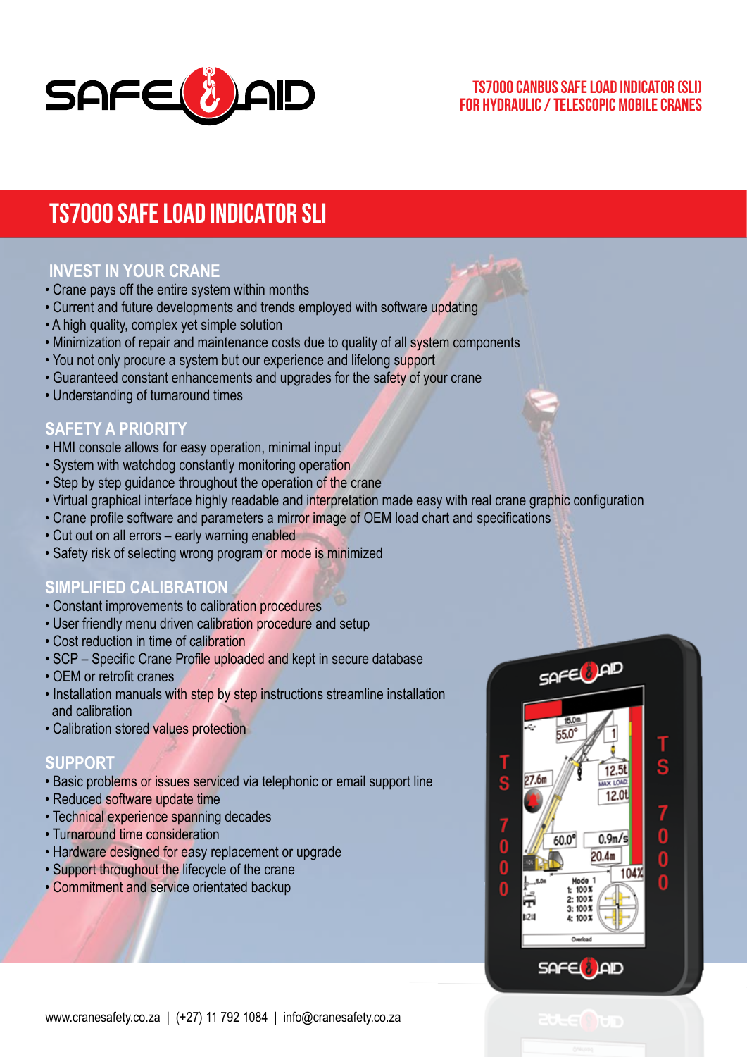TS7000 CANBUS SAFE LOAD INDICATOR (SLI) FOR HYDRAULIC / TELESCOPIC MOBILE CRANES

# TS7000 SAFE LOAD INDICATOR SLI

## INVEST IN YOUR CRANE

- Crane pays off the entire system within months
- Current and future developments and trends employed with software updating
- A high quality, complex yet simple solution
- Minimization of repair and maintenance costs due to quality of all system components
- You not only procure a system but our experience and lifelong support
- Guaranteed constant enhancements and upgrades for the safety of your crane
- Understanding of turnaround times

## SAFETY A PRIORITY

- HMI console allows for easy operation, minimal input
- System with watchdog constantly monitoring operation
- Step by step guidance throughout the operation of the crane
- Virtual graphical interface highly readable and interpretation made easy with real crane graphic configuration
- Crane profile software and parameters a mirror image of OEM load chart and specifications
- Cut out on all errors – early warning enabled
- Safety risk of selecting wrong program or mode is minimized

## SIMPLIFIED CALIBRATION

- Constant improvements to calibration procedures
- User friendly menu driven calibration procedure and setup
- Cost reduction in time of calibration
- SCP – Specific Crane Profile uploaded and kept in secure database
- OEM or retrofit cranes
- Installation manuals with step by step instructions streamline installation and calibration
- Calibration stored values protection

## SUPPORT

- Basic problems or issues serviced via telephone or email support line
- Reduced software update time
- Technical experience spanning decades
- Turnaround time consideration
- Hardware designed for easy replacement or upgrade
- Support throughout the lifecycle of the crane
- Commitment and service orientated backup

www.cranesafety.co.za | (+27) 11 792 1084 | info@cranesafety.co.za